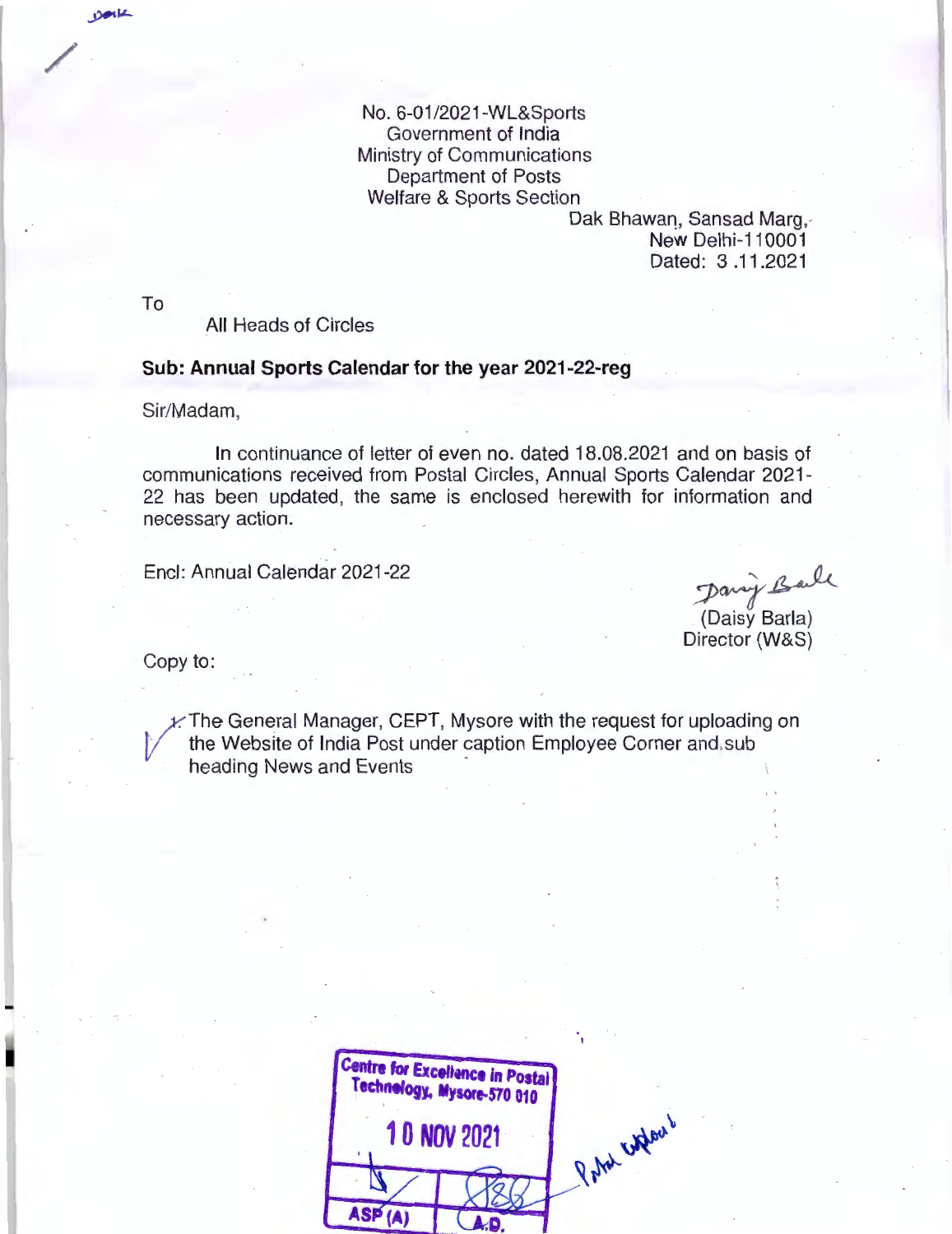No. 6-01/2021-WL&Sports
Government of India
Ministry of Communications
Department of Posts
Welfare & Sports Section

Dak Bhawan, Sansad Marg,
New Delhi-110001
Dated: 3 .11.2021

To

All Heads of Circles

**Sub: Annual Sports Calendar for the year 2021-22-reg**

Sir/Madam,

In continuance of letter of even no. dated 18.08.2021 and on basis of communications received from Postal Circles, Annual Sports Calendar 2021-22 has been updated, the same is enclosed herewith for information and necessary action.

Encl: Annual Calendar 2021-22

(Daisy Barla)
Director (W&S)

Copy to:

1. The General Manager, CEPT, Mysore with the request for uploading on the Website of India Post under caption Employee Corner and sub heading News and Events

Centre for Excellence in Postal Technology, Mysore-570 010
10 NOV 2021
ASP (A) | A.D.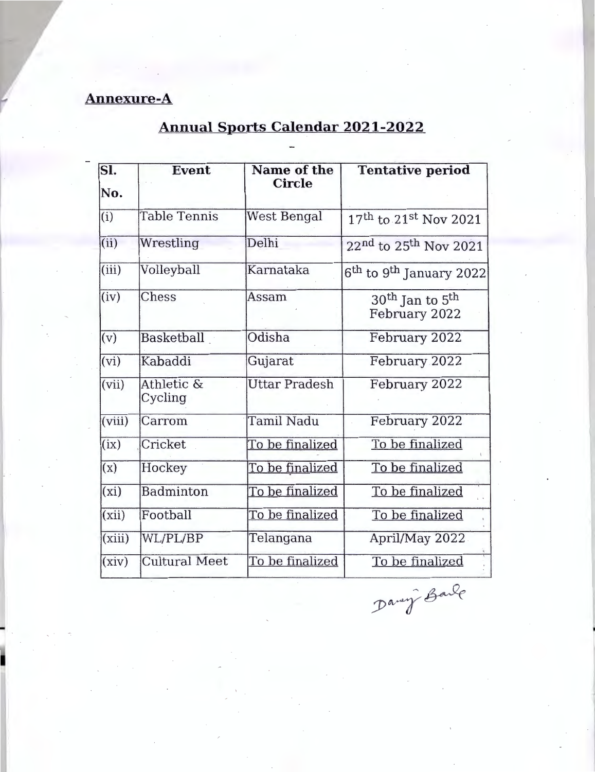**Annexure-A**

## Annual Sports Calendar 2021-2022

| Sl. No. | Event | Name of the Circle | Tentative period |
|---|---|---|---|
| (i) | Table Tennis | West Bengal | 17th to 21st Nov 2021 |
| (ii) | Wrestling | Delhi | 22nd to 25th Nov 2021 |
| (iii) | Volleyball | Karnataka | 6th to 9th January 2022 |
| (iv) | Chess | Assam | 30th Jan to 5th February 2022 |
| (v) | Basketball | Odisha | February 2022 |
| (vi) | Kabaddi | Gujarat | February 2022 |
| (vii) | Athletic & Cycling | Uttar Pradesh | February 2022 |
| (viii) | Carrom | Tamil Nadu | February 2022 |
| (ix) | Cricket | To be finalized | To be finalized |
| (x) | Hockey | To be finalized | To be finalized |
| (xi) | Badminton | To be finalized | To be finalized |
| (xii) | Football | To be finalized | To be finalized |
| (xiii) | WL/PL/BP | Telangana | April/May 2022 |
| (xiv) | Cultural Meet | To be finalized | To be finalized |

Darey Barle